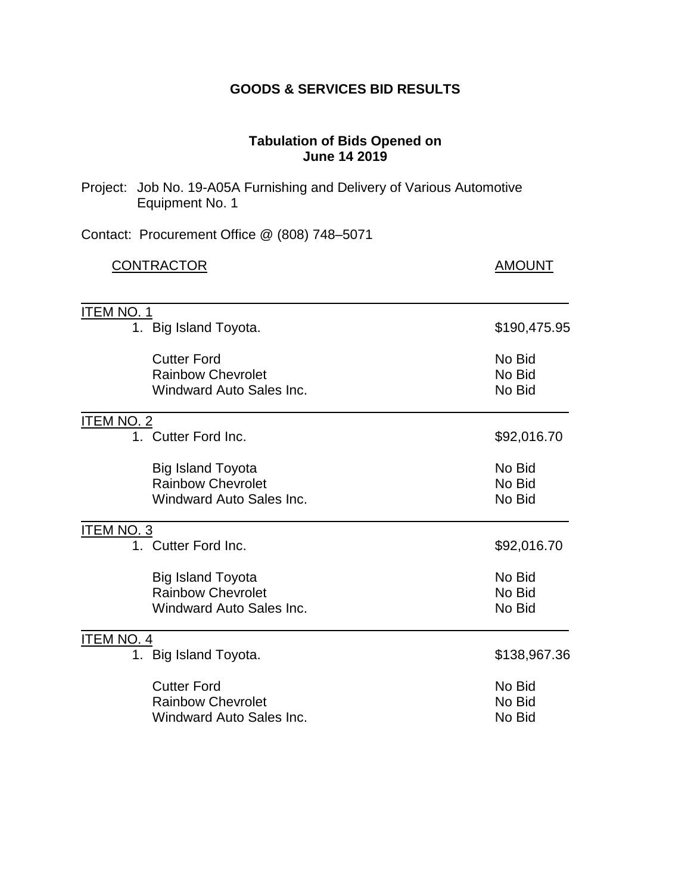# GOODS & SERVICES BID RESULTS

## Tabulation of Bids Opened on June 14 2019

Project: Job No. 19-A05A Furnishing and Delivery of Various Automotive Equipment No. 1

Contact: Procurement Office @ (808) 748–5071

| CONTRACTOR | AMOUNT |
|---|---|
| **ITEM NO. 1** | |
| 1. Big Island Toyota. | $190,475.95 |
| Cutter Ford | No Bid |
| Rainbow Chevrolet | No Bid |
| Windward Auto Sales Inc. | No Bid |
| **ITEM NO. 2** | |
| 1. Cutter Ford Inc. | $92,016.70 |
| Big Island Toyota | No Bid |
| Rainbow Chevrolet | No Bid |
| Windward Auto Sales Inc. | No Bid |
| **ITEM NO. 3** | |
| 1. Cutter Ford Inc. | $92,016.70 |
| Big Island Toyota | No Bid |
| Rainbow Chevrolet | No Bid |
| Windward Auto Sales Inc. | No Bid |
| **ITEM NO. 4** | |
| 1. Big Island Toyota. | $138,967.36 |
| Cutter Ford | No Bid |
| Rainbow Chevrolet | No Bid |
| Windward Auto Sales Inc. | No Bid |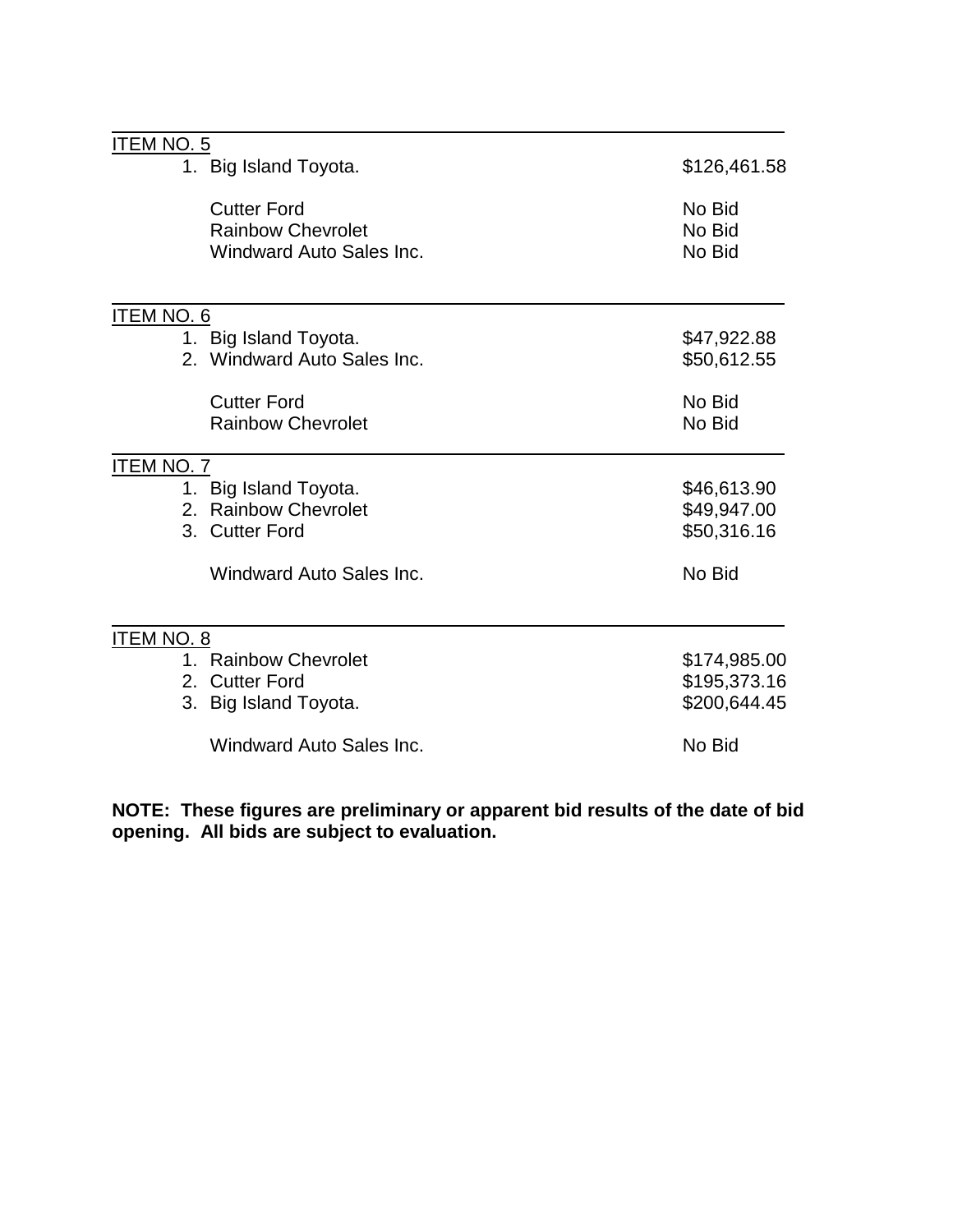ITEM NO. 5

1. Big Island Toyota. — $126,461.58

Cutter Ford — No Bid
Rainbow Chevrolet — No Bid
Windward Auto Sales Inc. — No Bid

ITEM NO. 6

1. Big Island Toyota. — $47,922.88
2. Windward Auto Sales Inc. — $50,612.55

Cutter Ford — No Bid
Rainbow Chevrolet — No Bid

ITEM NO. 7

1. Big Island Toyota. — $46,613.90
2. Rainbow Chevrolet — $49,947.00
3. Cutter Ford — $50,316.16

Windward Auto Sales Inc. — No Bid

ITEM NO. 8

1. Rainbow Chevrolet — $174,985.00
2. Cutter Ford — $195,373.16
3. Big Island Toyota. — $200,644.45

Windward Auto Sales Inc. — No Bid

**NOTE: These figures are preliminary or apparent bid results of the date of bid opening. All bids are subject to evaluation.**